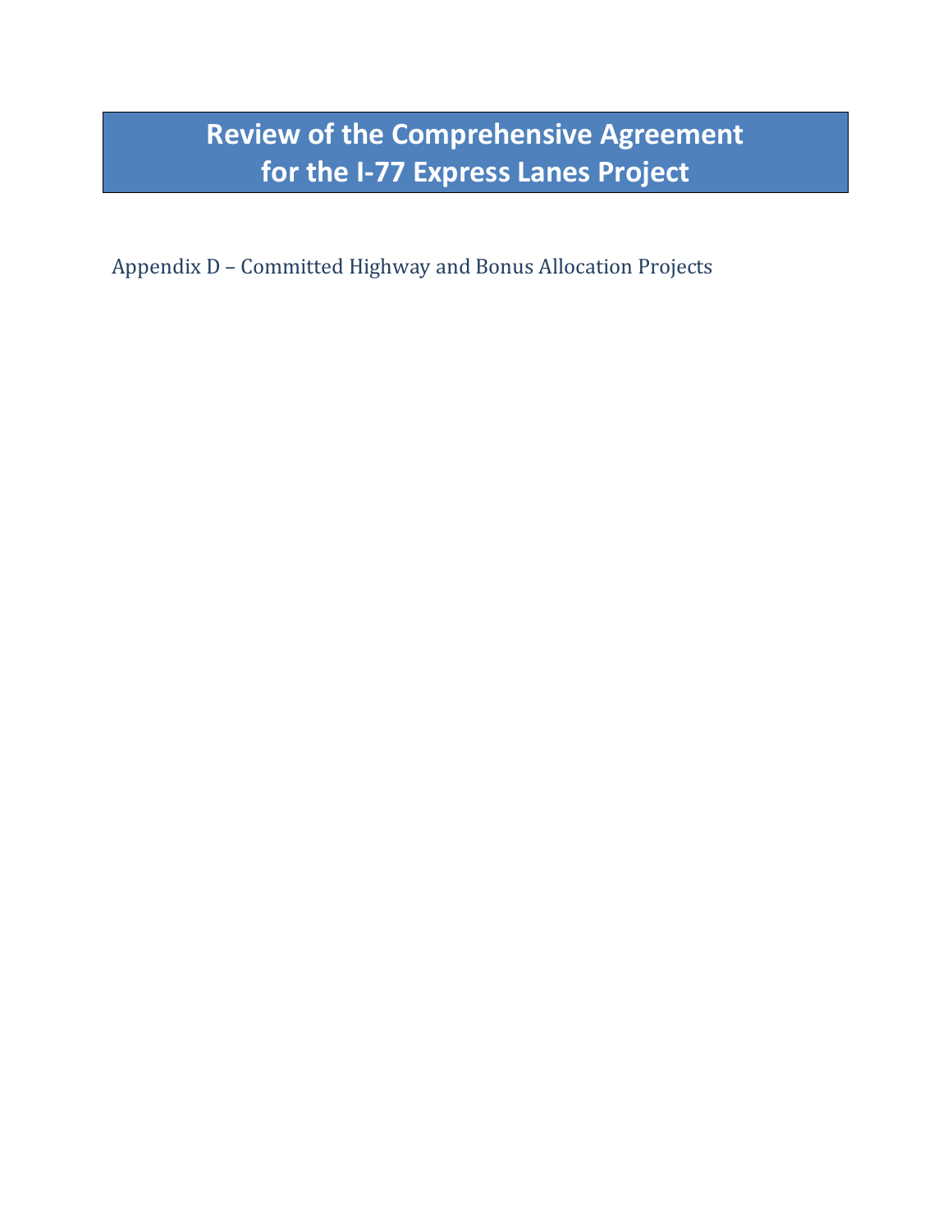# Review of the Comprehensive Agreement for the I-77 Express Lanes Project

Appendix D – Committed Highway and Bonus Allocation Projects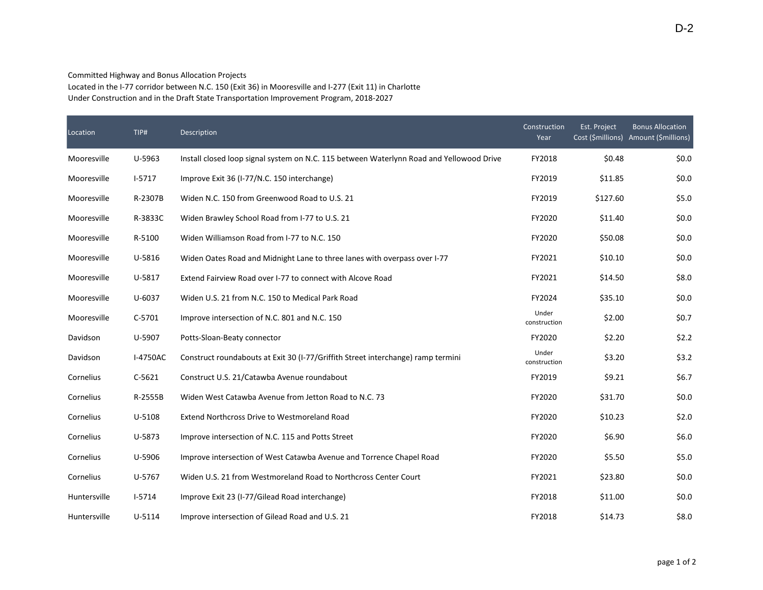Committed Highway and Bonus Allocation Projects
Located in the I-77 corridor between N.C. 150 (Exit 36) in Mooresville and I-277 (Exit 11) in Charlotte
Under Construction and in the Draft State Transportation Improvement Program, 2018-2027

| Location | TIP# | Description | Construction Year | Est. Project Cost ($millions) | Bonus Allocation Amount ($millions) |
|---|---|---|---|---|---|
| Mooresville | U-5963 | Install closed loop signal system on N.C. 115 between Waterlynn Road and Yellowood Drive | FY2018 | $0.48 | $0.0 |
| Mooresville | I-5717 | Improve Exit 36 (I-77/N.C. 150 interchange) | FY2019 | $11.85 | $0.0 |
| Mooresville | R-2307B | Widen N.C. 150 from Greenwood Road to U.S. 21 | FY2019 | $127.60 | $5.0 |
| Mooresville | R-3833C | Widen Brawley School Road from I-77 to U.S. 21 | FY2020 | $11.40 | $0.0 |
| Mooresville | R-5100 | Widen Williamson Road from I-77 to N.C. 150 | FY2020 | $50.08 | $0.0 |
| Mooresville | U-5816 | Widen Oates Road and Midnight Lane to three lanes with overpass over I-77 | FY2021 | $10.10 | $0.0 |
| Mooresville | U-5817 | Extend Fairview Road over I-77 to connect with Alcove Road | FY2021 | $14.50 | $8.0 |
| Mooresville | U-6037 | Widen U.S. 21 from N.C. 150 to Medical Park Road | FY2024 | $35.10 | $0.0 |
| Mooresville | C-5701 | Improve intersection of N.C. 801 and N.C. 150 | Under construction | $2.00 | $0.7 |
| Davidson | U-5907 | Potts-Sloan-Beaty connector | FY2020 | $2.20 | $2.2 |
| Davidson | I-4750AC | Construct roundabouts at Exit 30 (I-77/Griffith Street interchange) ramp termini | Under construction | $3.20 | $3.2 |
| Cornelius | C-5621 | Construct U.S. 21/Catawba Avenue roundabout | FY2019 | $9.21 | $6.7 |
| Cornelius | R-2555B | Widen West Catawba Avenue from Jetton Road to N.C. 73 | FY2020 | $31.70 | $0.0 |
| Cornelius | U-5108 | Extend Northcross Drive to Westmoreland Road | FY2020 | $10.23 | $2.0 |
| Cornelius | U-5873 | Improve intersection of N.C. 115 and Potts Street | FY2020 | $6.90 | $6.0 |
| Cornelius | U-5906 | Improve intersection of West Catawba Avenue and Torrence Chapel Road | FY2020 | $5.50 | $5.0 |
| Cornelius | U-5767 | Widen U.S. 21 from Westmoreland Road to Northcross Center Court | FY2021 | $23.80 | $0.0 |
| Huntersville | I-5714 | Improve Exit 23 (I-77/Gilead Road interchange) | FY2018 | $11.00 | $0.0 |
| Huntersville | U-5114 | Improve intersection of Gilead Road and U.S. 21 | FY2018 | $14.73 | $8.0 |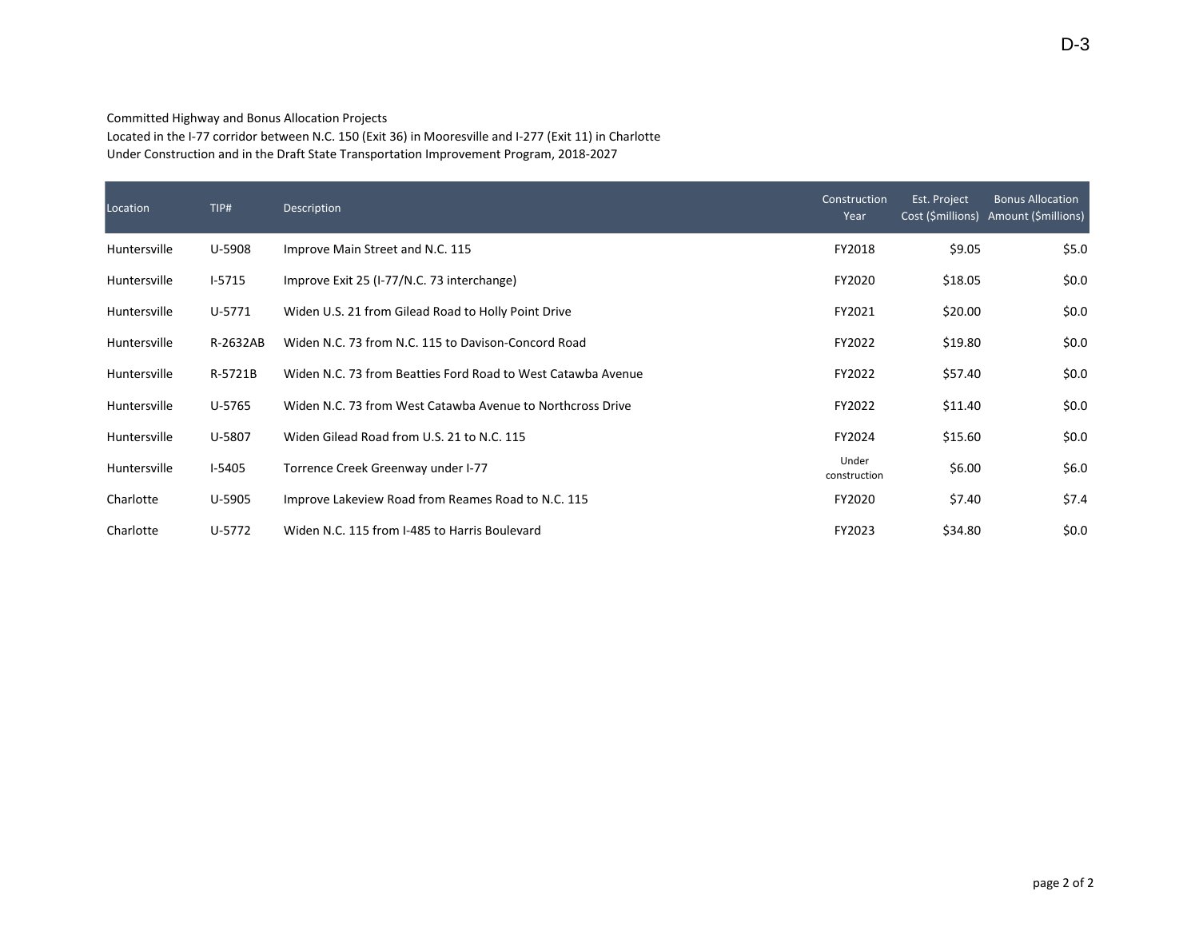Committed Highway and Bonus Allocation Projects
Located in the I-77 corridor between N.C. 150 (Exit 36) in Mooresville and I-277 (Exit 11) in Charlotte
Under Construction and in the Draft State Transportation Improvement Program, 2018-2027

| Location | TIP# | Description | Construction Year | Est. Project Cost ($millions) | Bonus Allocation Amount ($millions) |
|---|---|---|---|---|---|
| Huntersville | U-5908 | Improve Main Street and N.C. 115 | FY2018 | $9.05 | $5.0 |
| Huntersville | I-5715 | Improve Exit 25 (I-77/N.C. 73 interchange) | FY2020 | $18.05 | $0.0 |
| Huntersville | U-5771 | Widen U.S. 21 from Gilead Road to Holly Point Drive | FY2021 | $20.00 | $0.0 |
| Huntersville | R-2632AB | Widen N.C. 73 from N.C. 115 to Davison-Concord Road | FY2022 | $19.80 | $0.0 |
| Huntersville | R-5721B | Widen N.C. 73 from Beatties Ford Road to West Catawba Avenue | FY2022 | $57.40 | $0.0 |
| Huntersville | U-5765 | Widen N.C. 73 from West Catawba Avenue to Northcross Drive | FY2022 | $11.40 | $0.0 |
| Huntersville | U-5807 | Widen Gilead Road from U.S. 21 to N.C. 115 | FY2024 | $15.60 | $0.0 |
| Huntersville | I-5405 | Torrence Creek Greenway under I-77 | Under construction | $6.00 | $6.0 |
| Charlotte | U-5905 | Improve Lakeview Road from Reames Road to N.C. 115 | FY2020 | $7.40 | $7.4 |
| Charlotte | U-5772 | Widen N.C. 115 from I-485 to Harris Boulevard | FY2023 | $34.80 | $0.0 |